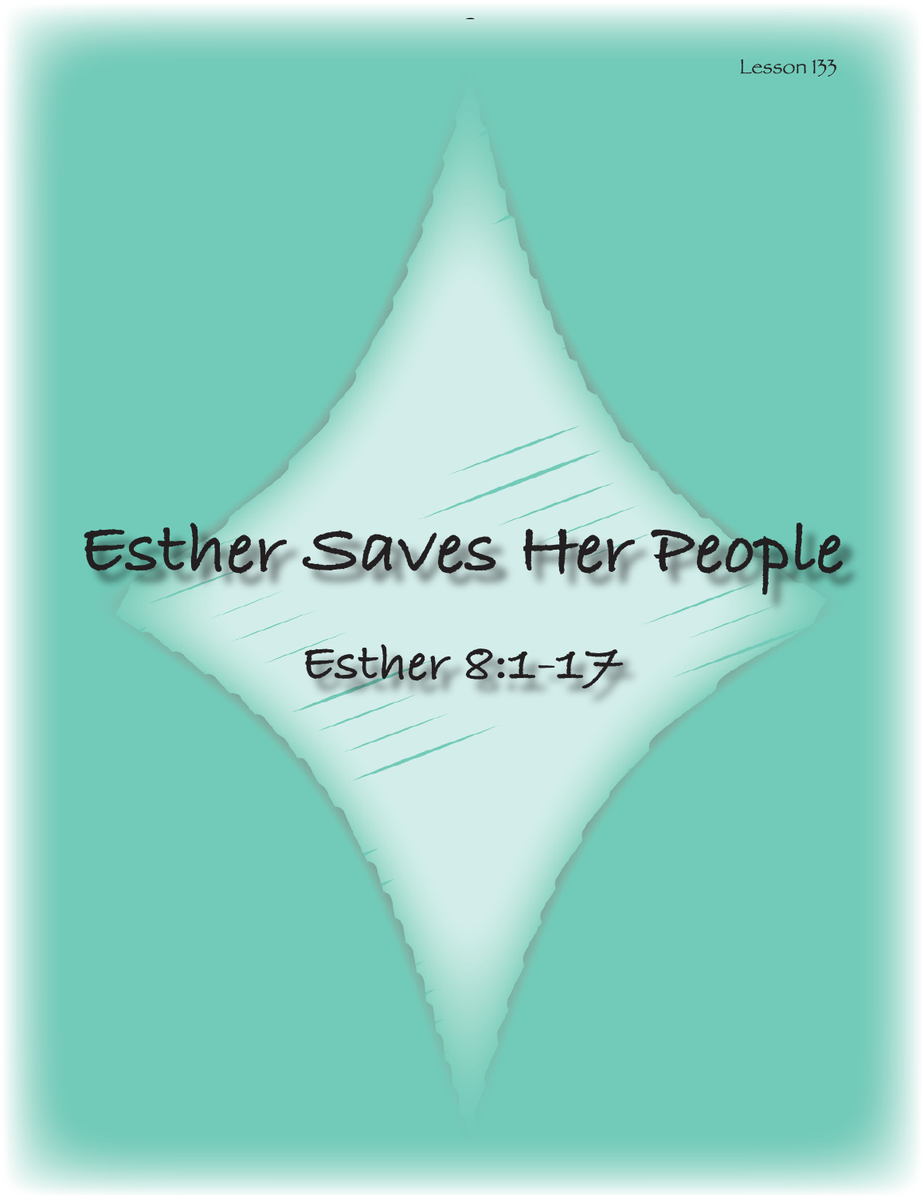Lesson 133

# Esther Saves Her People

## Esther 8:1-17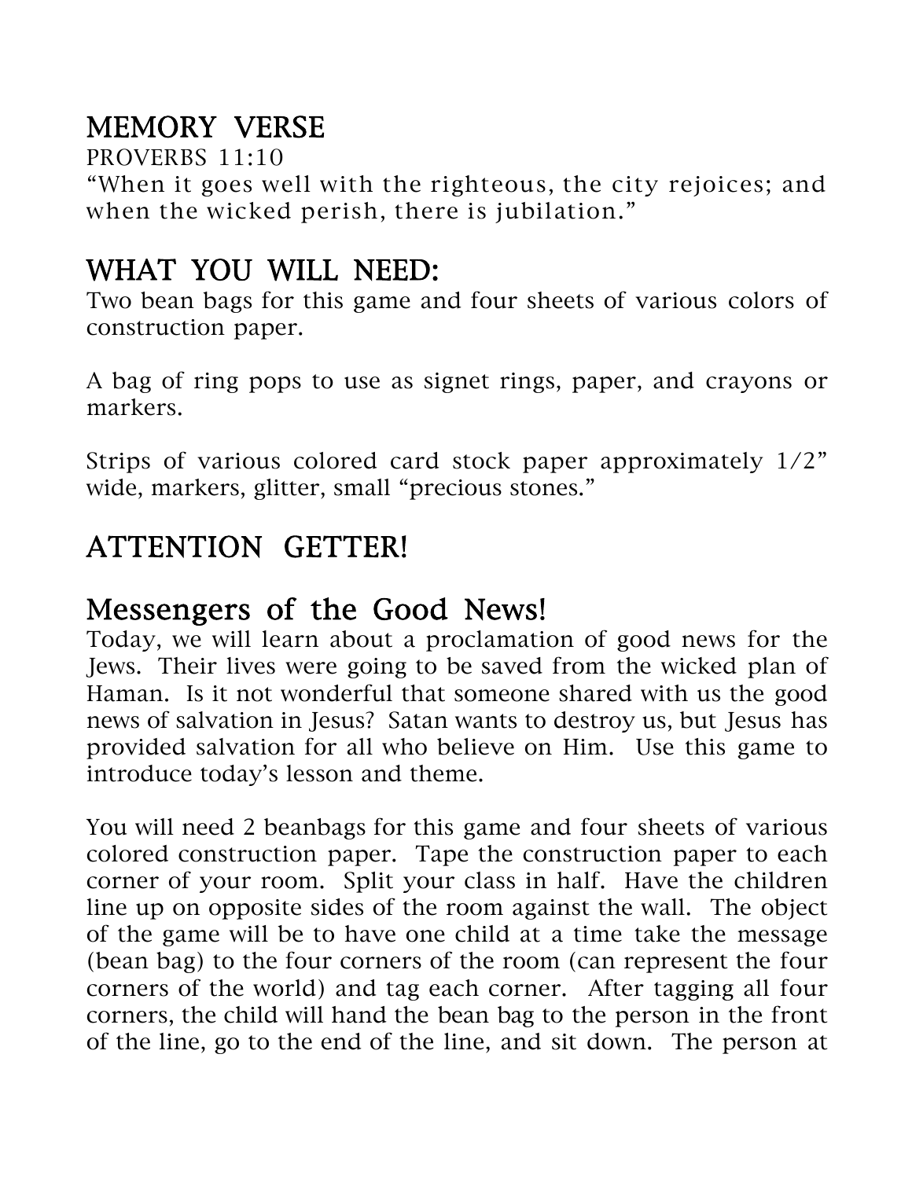## MEMORY VERSE

PROVERBS 11:10

"When it goes well with the righteous, the city rejoices; and when the wicked perish, there is jubilation."

## WHAT YOU WILL NEED:

Two bean bags for this game and four sheets of various colors of construction paper.

A bag of ring pops to use as signet rings, paper, and crayons or markers.

Strips of various colored card stock paper approximately 1/2" wide, markers, glitter, small "precious stones."

## ATTENTION GETTER!

## Messengers of the Good News!

Today, we will learn about a proclamation of good news for the Jews. Their lives were going to be saved from the wicked plan of Haman. Is it not wonderful that someone shared with us the good news of salvation in Jesus? Satan wants to destroy us, but Jesus has provided salvation for all who believe on Him. Use this game to introduce today's lesson and theme.

You will need 2 beanbags for this game and four sheets of various colored construction paper. Tape the construction paper to each corner of your room. Split your class in half. Have the children line up on opposite sides of the room against the wall. The object of the game will be to have one child at a time take the message (bean bag) to the four corners of the room (can represent the four corners of the world) and tag each corner. After tagging all four corners, the child will hand the bean bag to the person in the front of the line, go to the end of the line, and sit down. The person at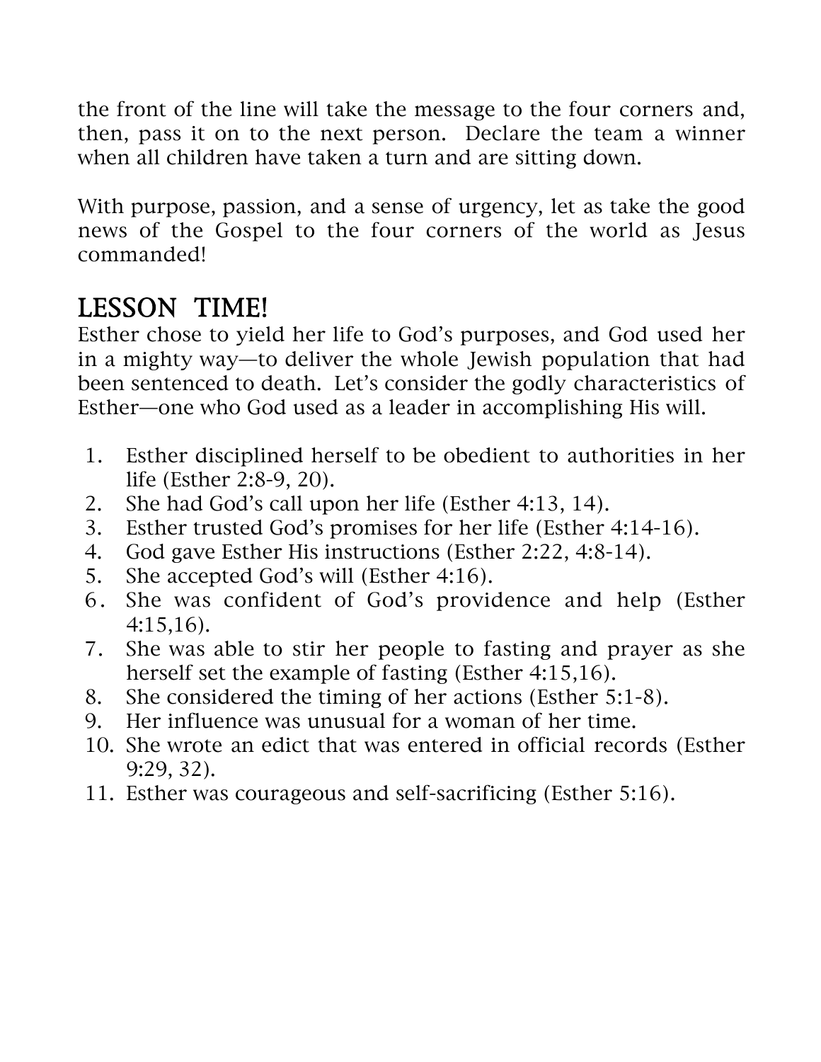the front of the line will take the message to the four corners and, then, pass it on to the next person. Declare the team a winner when all children have taken a turn and are sitting down.

With purpose, passion, and a sense of urgency, let as take the good news of the Gospel to the four corners of the world as Jesus commanded!

## LESSON TIME!

Esther chose to yield her life to God's purposes, and God used her in a mighty way—to deliver the whole Jewish population that had been sentenced to death. Let's consider the godly characteristics of Esther—one who God used as a leader in accomplishing His will.

1. Esther disciplined herself to be obedient to authorities in her life (Esther 2:8-9, 20).
2. She had God's call upon her life (Esther 4:13, 14).
3. Esther trusted God's promises for her life (Esther 4:14-16).
4. God gave Esther His instructions (Esther 2:22, 4:8-14).
5. She accepted God's will (Esther 4:16).
6. She was confident of God's providence and help (Esther 4:15,16).
7. She was able to stir her people to fasting and prayer as she herself set the example of fasting (Esther 4:15,16).
8. She considered the timing of her actions (Esther 5:1-8).
9. Her influence was unusual for a woman of her time.
10. She wrote an edict that was entered in official records (Esther 9:29, 32).
11. Esther was courageous and self-sacrificing (Esther 5:16).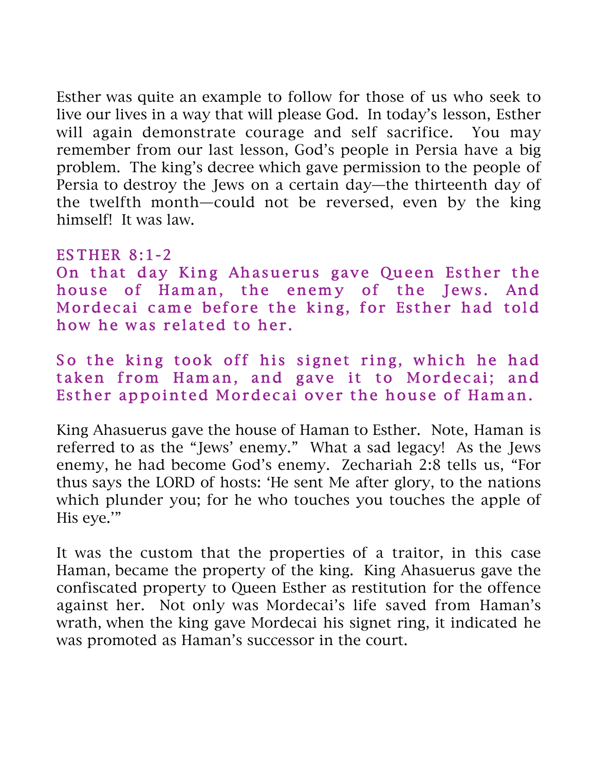Esther was quite an example to follow for those of us who seek to live our lives in a way that will please God. In today's lesson, Esther will again demonstrate courage and self sacrifice. You may remember from our last lesson, God's people in Persia have a big problem. The king's decree which gave permission to the people of Persia to destroy the Jews on a certain day—the thirteenth day of the twelfth month—could not be reversed, even by the king himself! It was law.

### ESTHER 8:1-2

**On that day King Ahasuerus gave Queen Esther the house of Haman, the enemy of the Jews. And Mordecai came before the king, for Esther had told how he was related to her.**

**So the king took off his signet ring, which he had taken from Haman, and gave it to Mordecai; and Esther appointed Mordecai over the house of Haman.**

King Ahasuerus gave the house of Haman to Esther. Note, Haman is referred to as the "Jews' enemy." What a sad legacy! As the Jews enemy, he had become God's enemy. Zechariah 2:8 tells us, "For thus says the LORD of hosts: 'He sent Me after glory, to the nations which plunder you; for he who touches you touches the apple of His eye.'"

It was the custom that the properties of a traitor, in this case Haman, became the property of the king. King Ahasuerus gave the confiscated property to Queen Esther as restitution for the offence against her. Not only was Mordecai's life saved from Haman's wrath, when the king gave Mordecai his signet ring, it indicated he was promoted as Haman's successor in the court.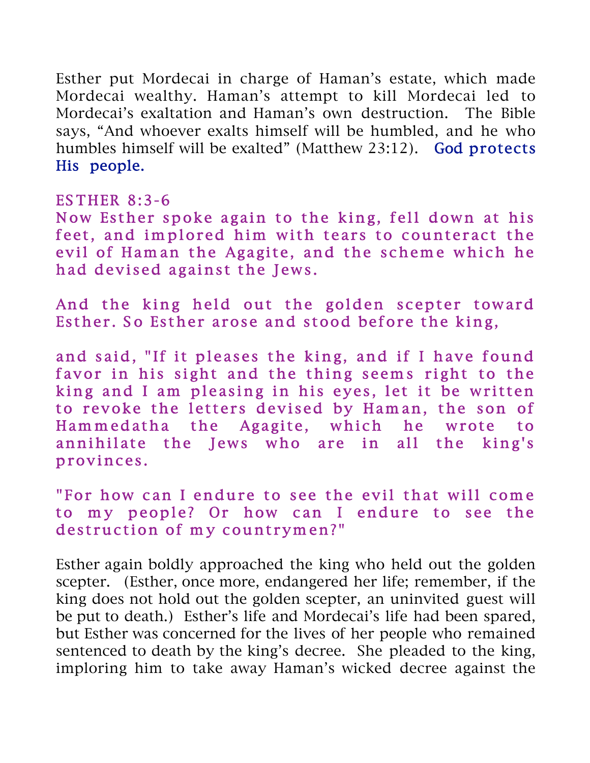Esther put Mordecai in charge of Haman's estate, which made Mordecai wealthy. Haman's attempt to kill Mordecai led to Mordecai's exaltation and Haman's own destruction. The Bible says, "And whoever exalts himself will be humbled, and he who humbles himself will be exalted" (Matthew 23:12). God protects His people.

ESTHER 8:3-6

Now Esther spoke again to the king, fell down at his feet, and implored him with tears to counteract the evil of Haman the Agagite, and the scheme which he had devised against the Jews.

And the king held out the golden scepter toward Esther. So Esther arose and stood before the king,

and said, "If it pleases the king, and if I have found favor in his sight and the thing seems right to the king and I am pleasing in his eyes, let it be written to revoke the letters devised by Haman, the son of Hammedatha the Agagite, which he wrote to annihilate the Jews who are in all the king's provinces.

"For how can I endure to see the evil that will come to my people? Or how can I endure to see the destruction of my countrymen?"

Esther again boldly approached the king who held out the golden scepter. (Esther, once more, endangered her life; remember, if the king does not hold out the golden scepter, an uninvited guest will be put to death.) Esther's life and Mordecai's life had been spared, but Esther was concerned for the lives of her people who remained sentenced to death by the king's decree. She pleaded to the king, imploring him to take away Haman's wicked decree against the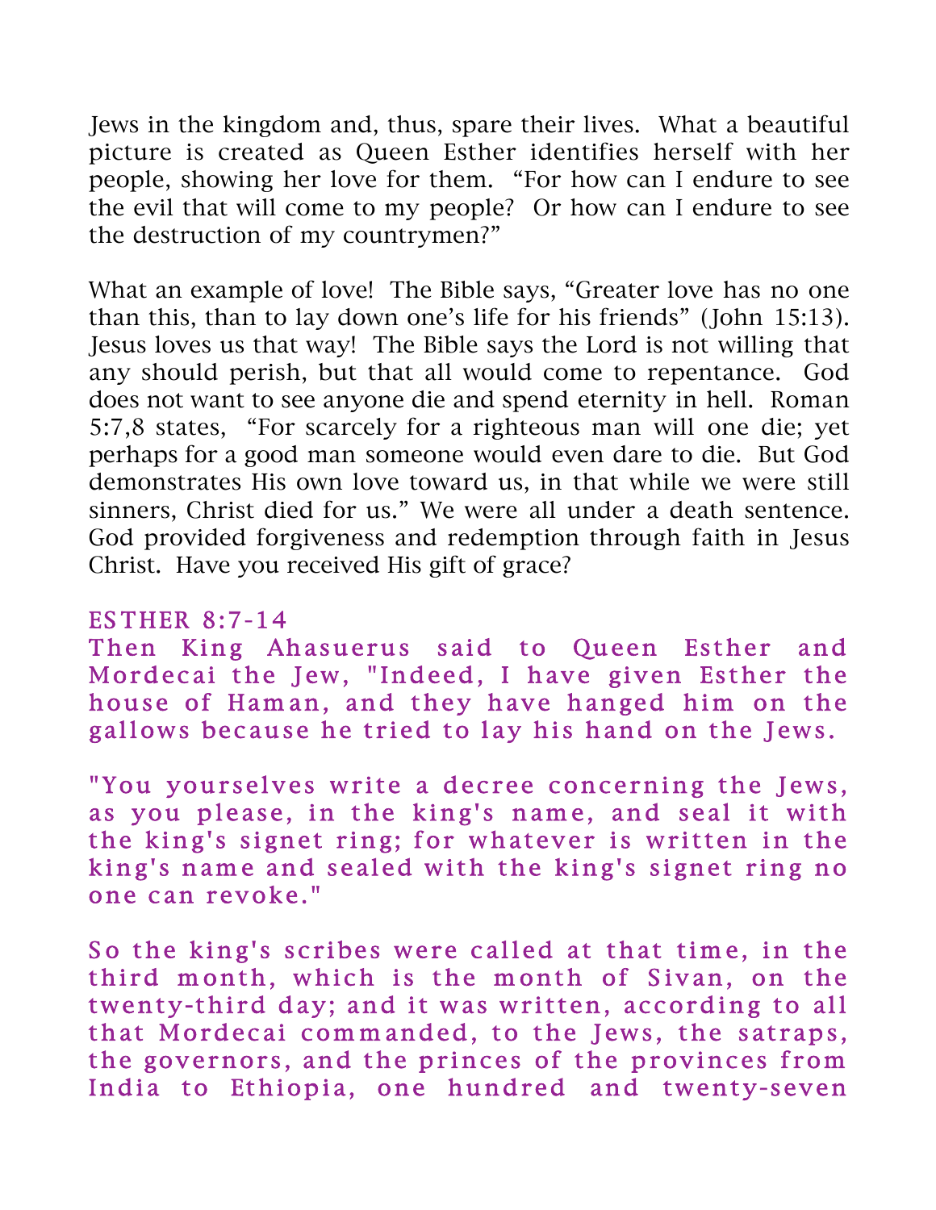Jews in the kingdom and, thus, spare their lives. What a beautiful picture is created as Queen Esther identifies herself with her people, showing her love for them. "For how can I endure to see the evil that will come to my people? Or how can I endure to see the destruction of my countrymen?"

What an example of love! The Bible says, "Greater love has no one than this, than to lay down one's life for his friends" (John 15:13). Jesus loves us that way! The Bible says the Lord is not willing that any should perish, but that all would come to repentance. God does not want to see anyone die and spend eternity in hell. Roman 5:7,8 states, "For scarcely for a righteous man will one die; yet perhaps for a good man someone would even dare to die. But God demonstrates His own love toward us, in that while we were still sinners, Christ died for us." We were all under a death sentence. God provided forgiveness and redemption through faith in Jesus Christ. Have you received His gift of grace?

ESTHER 8:7-14

Then King Ahasuerus said to Queen Esther and Mordecai the Jew, "Indeed, I have given Esther the house of Haman, and they have hanged him on the gallows because he tried to lay his hand on the Jews.

"You yourselves write a decree concerning the Jews, as you please, in the king's name, and seal it with the king's signet ring; for whatever is written in the king's name and sealed with the king's signet ring no one can revoke."

So the king's scribes were called at that time, in the third month, which is the month of Sivan, on the twenty-third day; and it was written, according to all that Mordecai commanded, to the Jews, the satraps, the governors, and the princes of the provinces from India to Ethiopia, one hundred and twenty-seven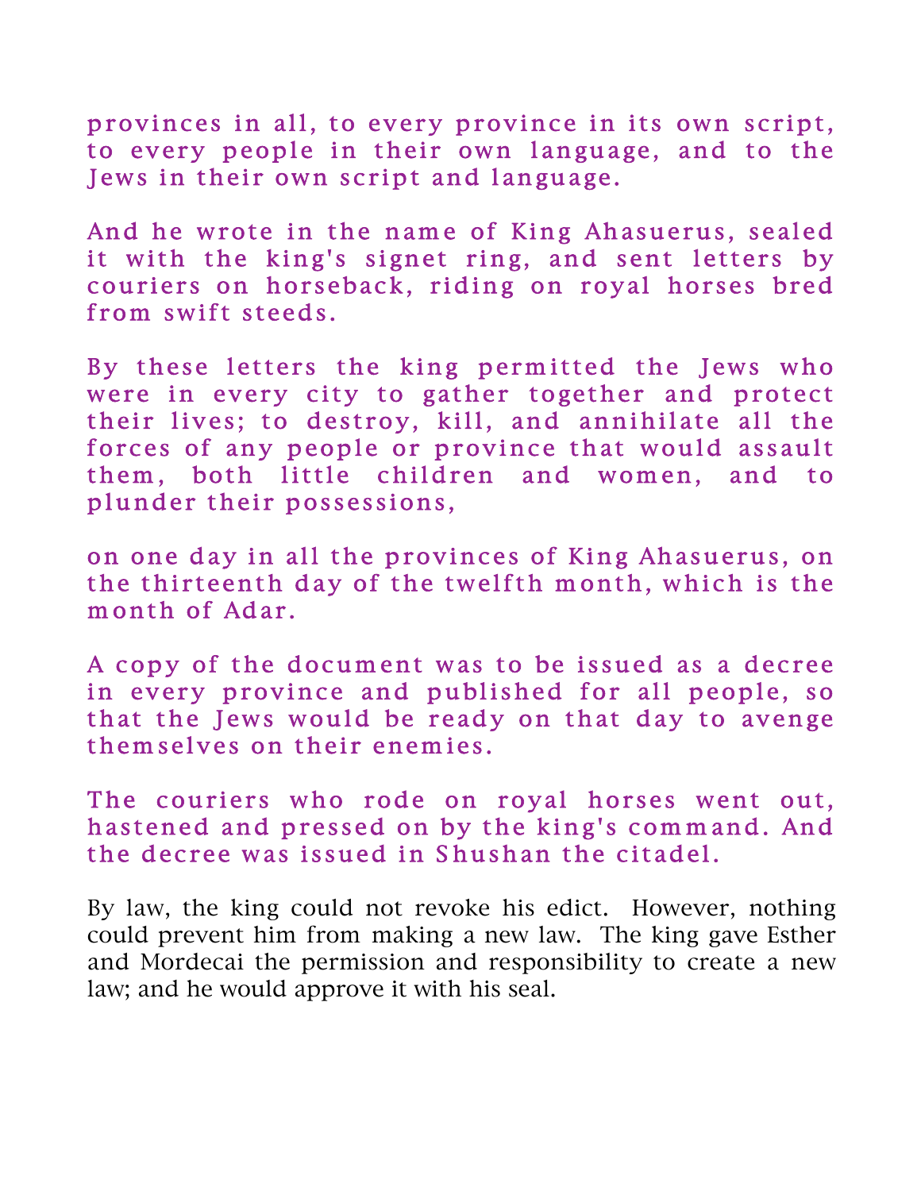provinces in all, to every province in its own script, to every people in their own language, and to the Jews in their own script and language.

And he wrote in the name of King Ahasuerus, sealed it with the king's signet ring, and sent letters by couriers on horseback, riding on royal horses bred from swift steeds.

By these letters the king permitted the Jews who were in every city to gather together and protect their lives; to destroy, kill, and annihilate all the forces of any people or province that would assault them, both little children and women, and to plunder their possessions,

on one day in all the provinces of King Ahasuerus, on the thirteenth day of the twelfth month, which is the month of Adar.

A copy of the document was to be issued as a decree in every province and published for all people, so that the Jews would be ready on that day to avenge themselves on their enemies.

The couriers who rode on royal horses went out, hastened and pressed on by the king's command. And the decree was issued in Shushan the citadel.

By law, the king could not revoke his edict. However, nothing could prevent him from making a new law. The king gave Esther and Mordecai the permission and responsibility to create a new law; and he would approve it with his seal.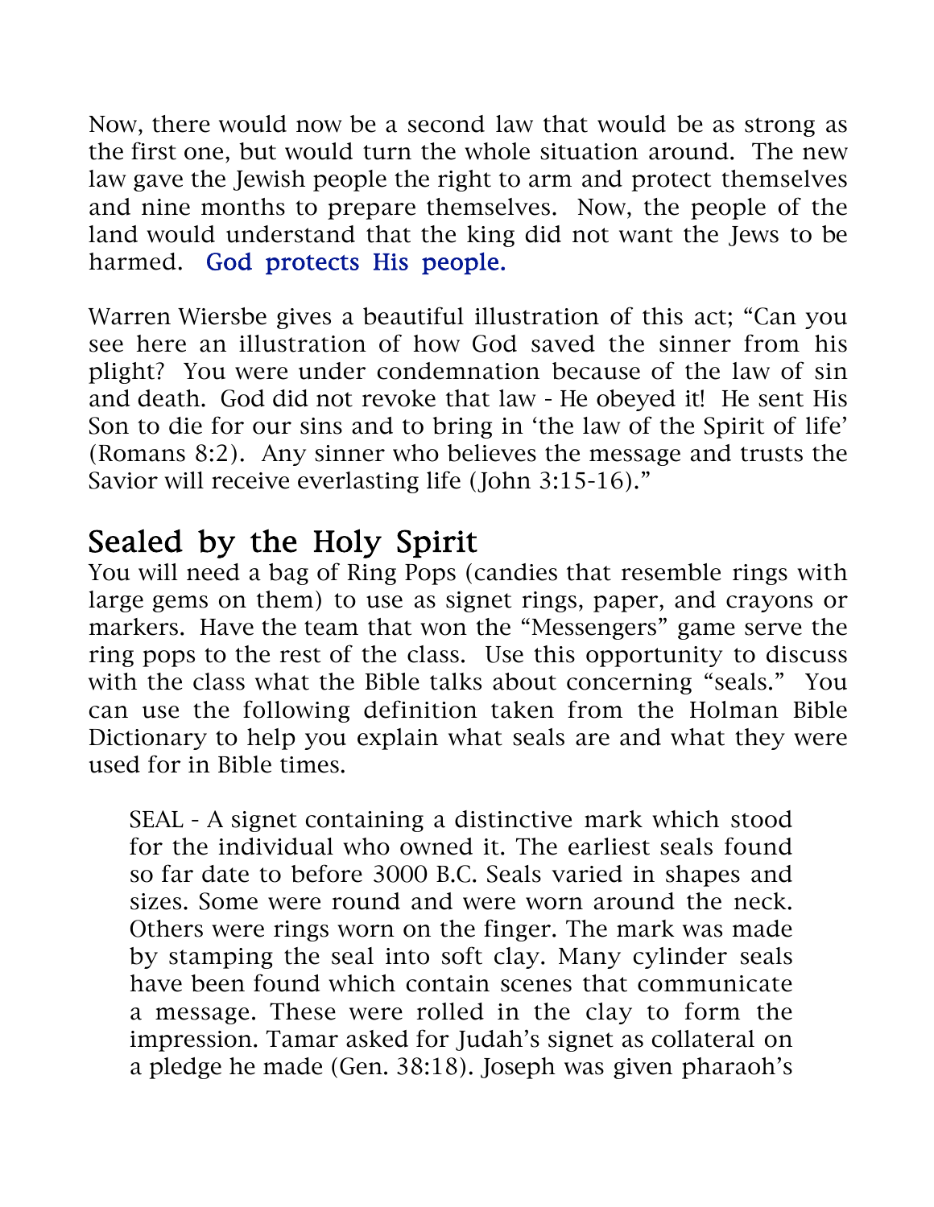Now, there would now be a second law that would be as strong as the first one, but would turn the whole situation around. The new law gave the Jewish people the right to arm and protect themselves and nine months to prepare themselves. Now, the people of the land would understand that the king did not want the Jews to be harmed. **God protects His people.**

Warren Wiersbe gives a beautiful illustration of this act; "Can you see here an illustration of how God saved the sinner from his plight? You were under condemnation because of the law of sin and death. God did not revoke that law - He obeyed it! He sent His Son to die for our sins and to bring in 'the law of the Spirit of life' (Romans 8:2). Any sinner who believes the message and trusts the Savior will receive everlasting life (John 3:15-16)."

## Sealed by the Holy Spirit

You will need a bag of Ring Pops (candies that resemble rings with large gems on them) to use as signet rings, paper, and crayons or markers. Have the team that won the "Messengers" game serve the ring pops to the rest of the class. Use this opportunity to discuss with the class what the Bible talks about concerning "seals." You can use the following definition taken from the Holman Bible Dictionary to help you explain what seals are and what they were used for in Bible times.

> SEAL - A signet containing a distinctive mark which stood for the individual who owned it. The earliest seals found so far date to before 3000 B.C. Seals varied in shapes and sizes. Some were round and were worn around the neck. Others were rings worn on the finger. The mark was made by stamping the seal into soft clay. Many cylinder seals have been found which contain scenes that communicate a message. These were rolled in the clay to form the impression. Tamar asked for Judah's signet as collateral on a pledge he made (Gen. 38:18). Joseph was given pharaoh's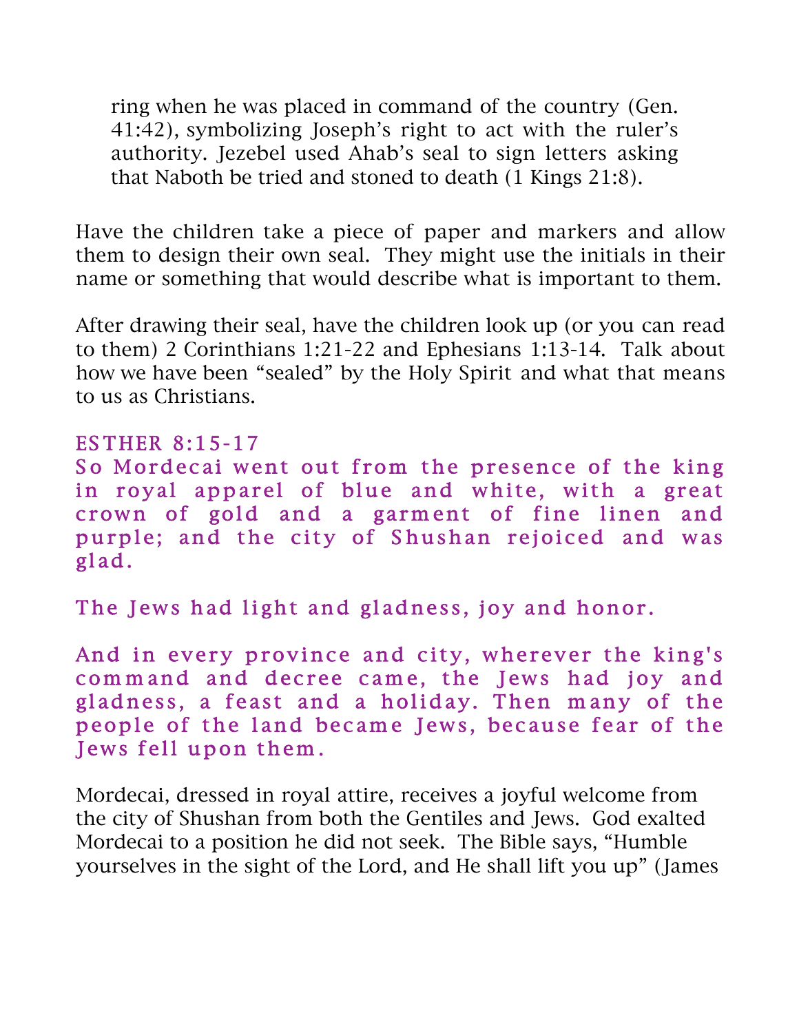ring when he was placed in command of the country (Gen. 41:42), symbolizing Joseph's right to act with the ruler's authority. Jezebel used Ahab's seal to sign letters asking that Naboth be tried and stoned to death (1 Kings 21:8).

Have the children take a piece of paper and markers and allow them to design their own seal. They might use the initials in their name or something that would describe what is important to them.

After drawing their seal, have the children look up (or you can read to them) 2 Corinthians 1:21-22 and Ephesians 1:13-14. Talk about how we have been "sealed" by the Holy Spirit and what that means to us as Christians.

### ESTHER 8:15-17

So Mordecai went out from the presence of the king in royal apparel of blue and white, with a great crown of gold and a garment of fine linen and purple; and the city of Shushan rejoiced and was glad.

The Jews had light and gladness, joy and honor.

And in every province and city, wherever the king's command and decree came, the Jews had joy and gladness, a feast and a holiday. Then many of the people of the land became Jews, because fear of the Jews fell upon them.

Mordecai, dressed in royal attire, receives a joyful welcome from the city of Shushan from both the Gentiles and Jews. God exalted Mordecai to a position he did not seek. The Bible says, "Humble yourselves in the sight of the Lord, and He shall lift you up" (James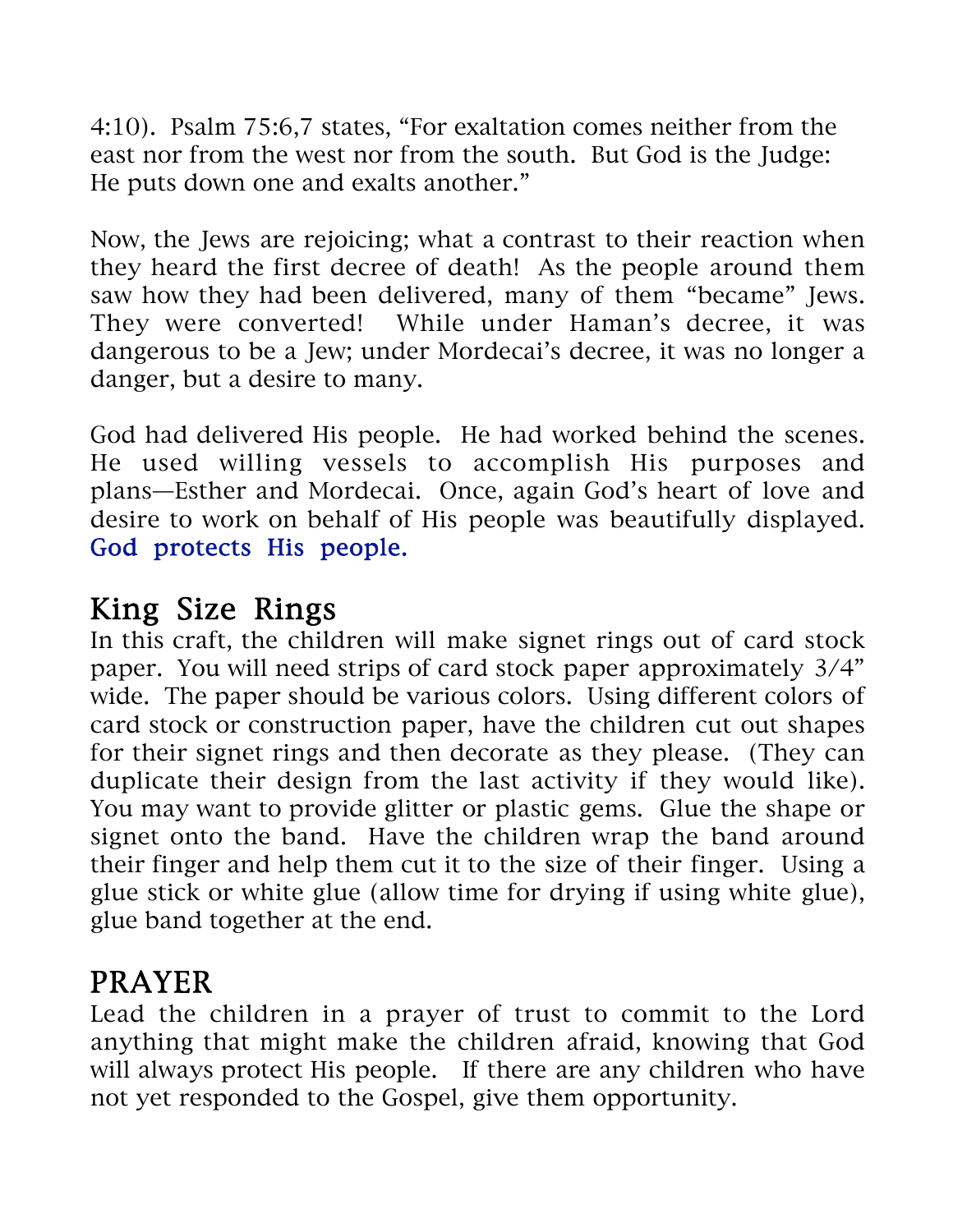4:10). Psalm 75:6,7 states, "For exaltation comes neither from the east nor from the west nor from the south. But God is the Judge: He puts down one and exalts another."

Now, the Jews are rejoicing; what a contrast to their reaction when they heard the first decree of death! As the people around them saw how they had been delivered, many of them "became" Jews. They were converted! While under Haman's decree, it was dangerous to be a Jew; under Mordecai's decree, it was no longer a danger, but a desire to many.

God had delivered His people. He had worked behind the scenes. He used willing vessels to accomplish His purposes and plans—Esther and Mordecai. Once, again God's heart of love and desire to work on behalf of His people was beautifully displayed. God protects His people.

## King Size Rings

In this craft, the children will make signet rings out of card stock paper. You will need strips of card stock paper approximately 3/4" wide. The paper should be various colors. Using different colors of card stock or construction paper, have the children cut out shapes for their signet rings and then decorate as they please. (They can duplicate their design from the last activity if they would like). You may want to provide glitter or plastic gems. Glue the shape or signet onto the band. Have the children wrap the band around their finger and help them cut it to the size of their finger. Using a glue stick or white glue (allow time for drying if using white glue), glue band together at the end.

## PRAYER

Lead the children in a prayer of trust to commit to the Lord anything that might make the children afraid, knowing that God will always protect His people. If there are any children who have not yet responded to the Gospel, give them opportunity.